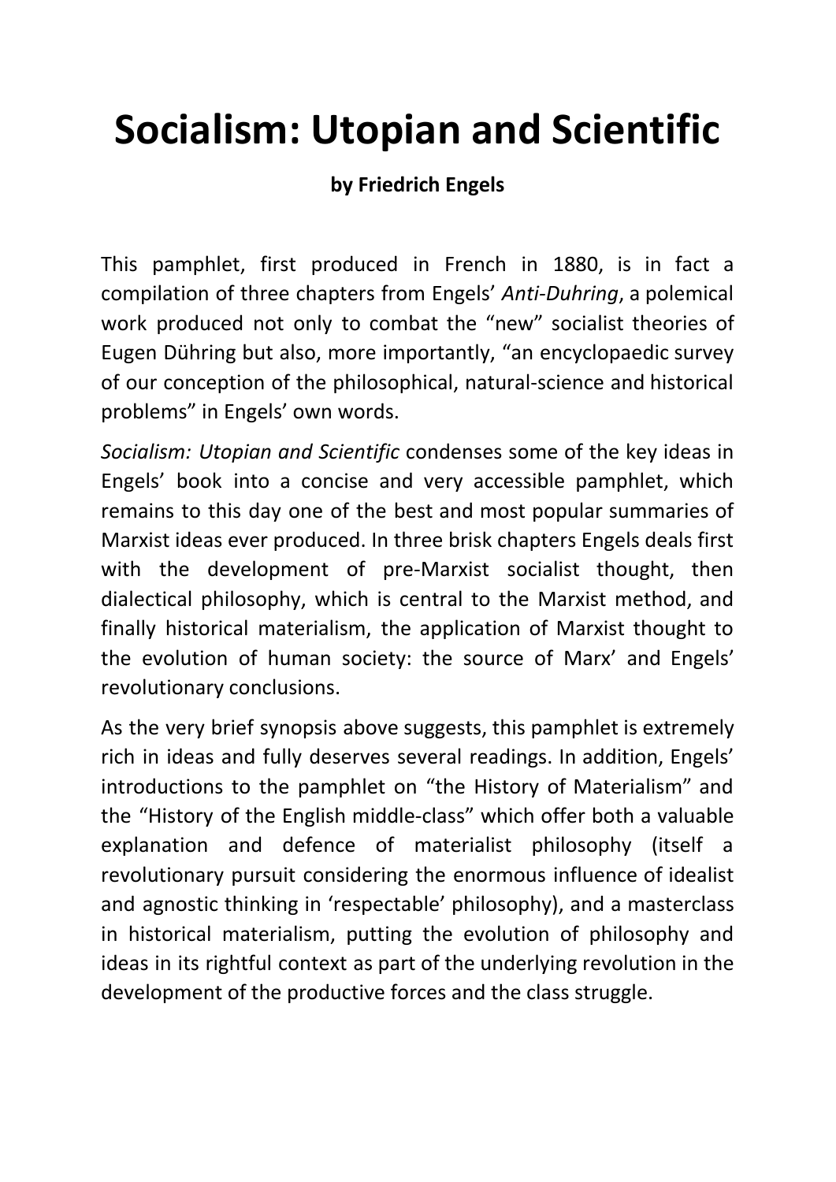# Socialism: Utopian and Scientific

**by Friedrich Engels**

This pamphlet, first produced in French in 1880, is in fact a compilation of three chapters from Engels' *Anti-Duhring*, a polemical work produced not only to combat the "new" socialist theories of Eugen Dühring but also, more importantly, "an encyclopaedic survey of our conception of the philosophical, natural-science and historical problems" in Engels' own words.

*Socialism: Utopian and Scientific* condenses some of the key ideas in Engels' book into a concise and very accessible pamphlet, which remains to this day one of the best and most popular summaries of Marxist ideas ever produced. In three brisk chapters Engels deals first with the development of pre-Marxist socialist thought, then dialectical philosophy, which is central to the Marxist method, and finally historical materialism, the application of Marxist thought to the evolution of human society: the source of Marx' and Engels' revolutionary conclusions.

As the very brief synopsis above suggests, this pamphlet is extremely rich in ideas and fully deserves several readings. In addition, Engels' introductions to the pamphlet on "the History of Materialism" and the "History of the English middle-class" which offer both a valuable explanation and defence of materialist philosophy (itself a revolutionary pursuit considering the enormous influence of idealist and agnostic thinking in 'respectable' philosophy), and a masterclass in historical materialism, putting the evolution of philosophy and ideas in its rightful context as part of the underlying revolution in the development of the productive forces and the class struggle.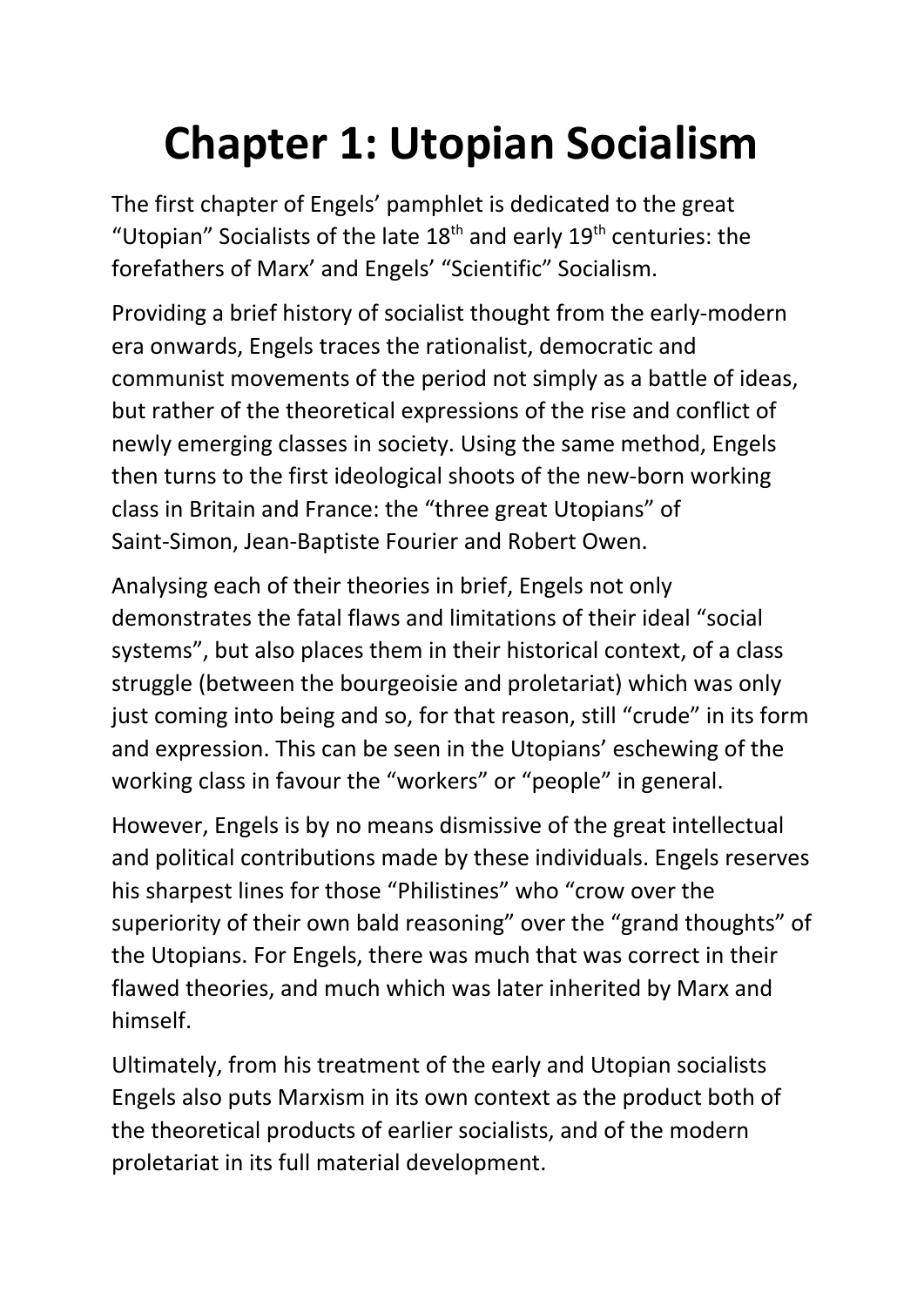# Chapter 1: Utopian Socialism

The first chapter of Engels' pamphlet is dedicated to the great "Utopian" Socialists of the late 18th and early 19th centuries: the forefathers of Marx' and Engels' "Scientific" Socialism.

Providing a brief history of socialist thought from the early-modern era onwards, Engels traces the rationalist, democratic and communist movements of the period not simply as a battle of ideas, but rather of the theoretical expressions of the rise and conflict of newly emerging classes in society. Using the same method, Engels then turns to the first ideological shoots of the new-born working class in Britain and France: the "three great Utopians" of Saint-Simon, Jean-Baptiste Fourier and Robert Owen.

Analysing each of their theories in brief, Engels not only demonstrates the fatal flaws and limitations of their ideal "social systems", but also places them in their historical context, of a class struggle (between the bourgeoisie and proletariat) which was only just coming into being and so, for that reason, still "crude" in its form and expression. This can be seen in the Utopians' eschewing of the working class in favour the "workers" or "people" in general.

However, Engels is by no means dismissive of the great intellectual and political contributions made by these individuals. Engels reserves his sharpest lines for those "Philistines" who "crow over the superiority of their own bald reasoning" over the "grand thoughts" of the Utopians. For Engels, there was much that was correct in their flawed theories, and much which was later inherited by Marx and himself.

Ultimately, from his treatment of the early and Utopian socialists Engels also puts Marxism in its own context as the product both of the theoretical products of earlier socialists, and of the modern proletariat in its full material development.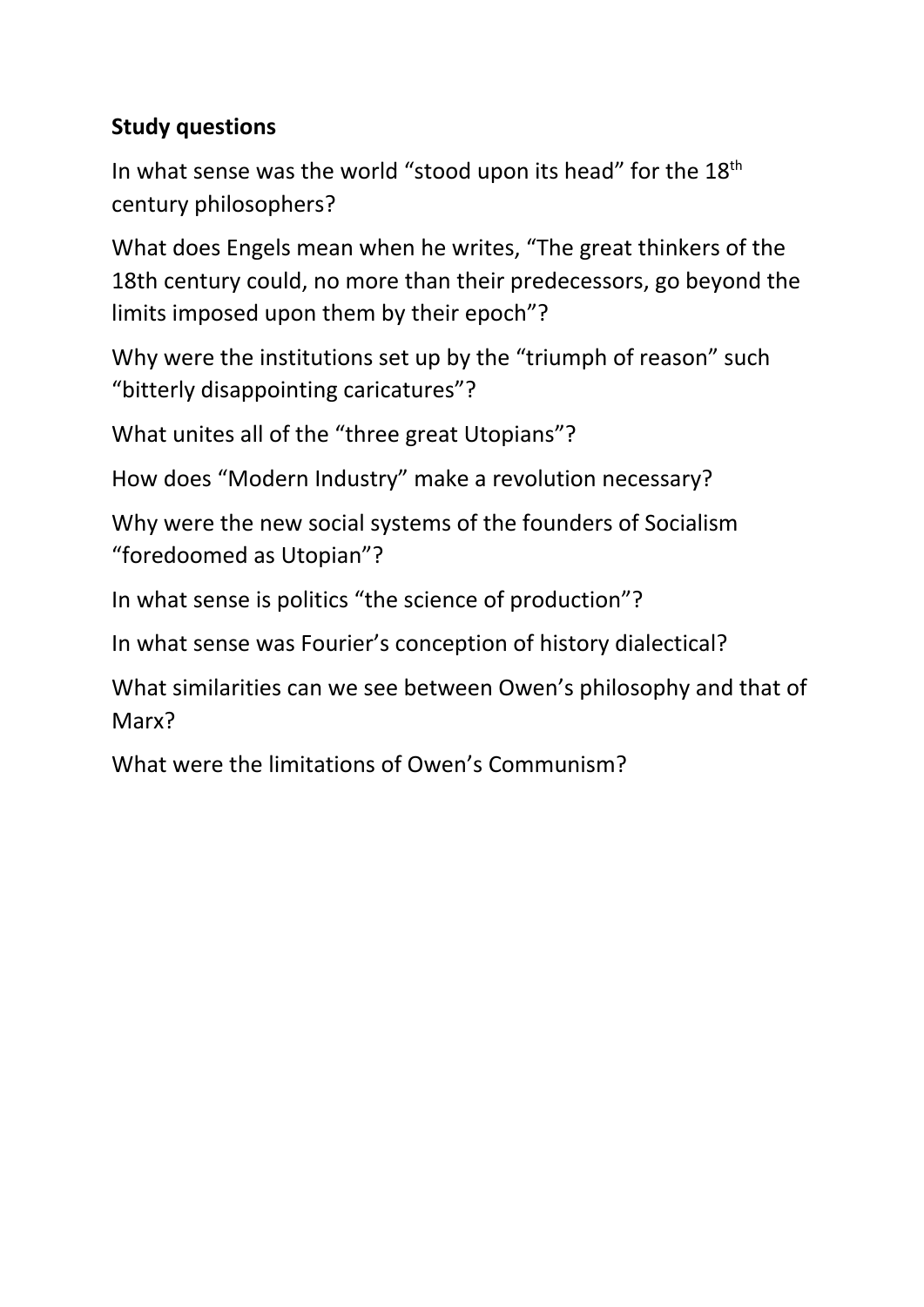**Study questions**

In what sense was the world "stood upon its head" for the 18th century philosophers?

What does Engels mean when he writes, "The great thinkers of the 18th century could, no more than their predecessors, go beyond the limits imposed upon them by their epoch"?

Why were the institutions set up by the "triumph of reason" such "bitterly disappointing caricatures"?

What unites all of the "three great Utopians"?

How does "Modern Industry" make a revolution necessary?

Why were the new social systems of the founders of Socialism "foredoomed as Utopian"?

In what sense is politics "the science of production"?

In what sense was Fourier's conception of history dialectical?

What similarities can we see between Owen's philosophy and that of Marx?

What were the limitations of Owen's Communism?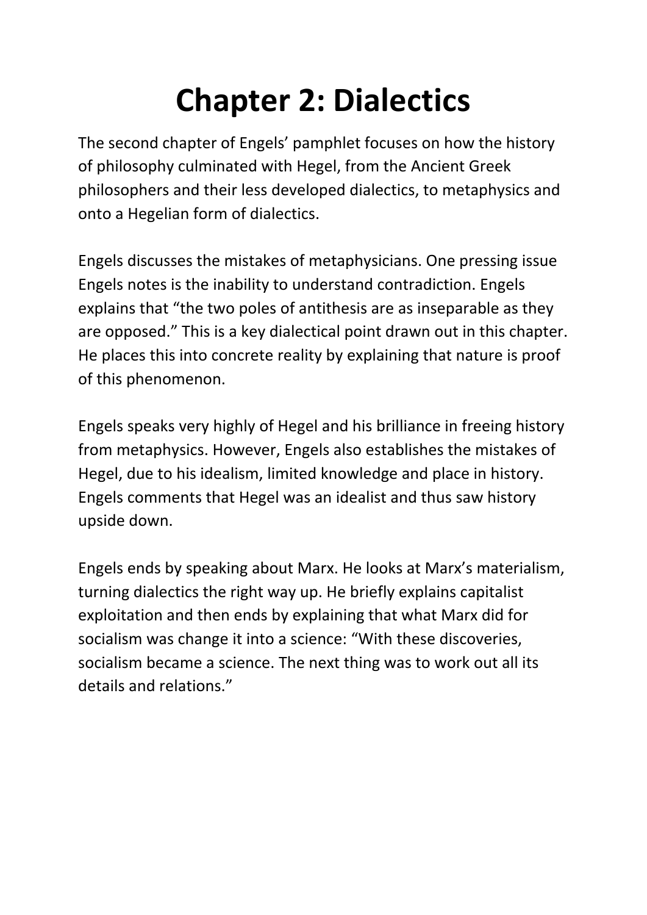# Chapter 2: Dialectics

The second chapter of Engels' pamphlet focuses on how the history of philosophy culminated with Hegel, from the Ancient Greek philosophers and their less developed dialectics, to metaphysics and onto a Hegelian form of dialectics.

Engels discusses the mistakes of metaphysicians. One pressing issue Engels notes is the inability to understand contradiction. Engels explains that "the two poles of antithesis are as inseparable as they are opposed." This is a key dialectical point drawn out in this chapter. He places this into concrete reality by explaining that nature is proof of this phenomenon.

Engels speaks very highly of Hegel and his brilliance in freeing history from metaphysics. However, Engels also establishes the mistakes of Hegel, due to his idealism, limited knowledge and place in history. Engels comments that Hegel was an idealist and thus saw history upside down.

Engels ends by speaking about Marx. He looks at Marx's materialism, turning dialectics the right way up. He briefly explains capitalist exploitation and then ends by explaining that what Marx did for socialism was change it into a science: "With these discoveries, socialism became a science. The next thing was to work out all its details and relations."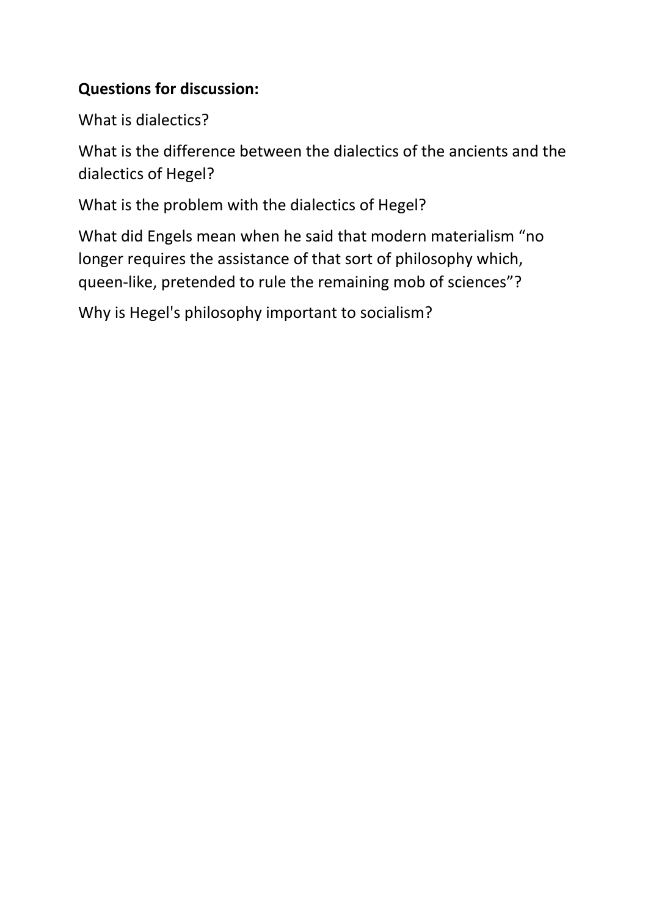**Questions for discussion:**

What is dialectics?

What is the difference between the dialectics of the ancients and the dialectics of Hegel?

What is the problem with the dialectics of Hegel?

What did Engels mean when he said that modern materialism "no longer requires the assistance of that sort of philosophy which, queen-like, pretended to rule the remaining mob of sciences"?

Why is Hegel's philosophy important to socialism?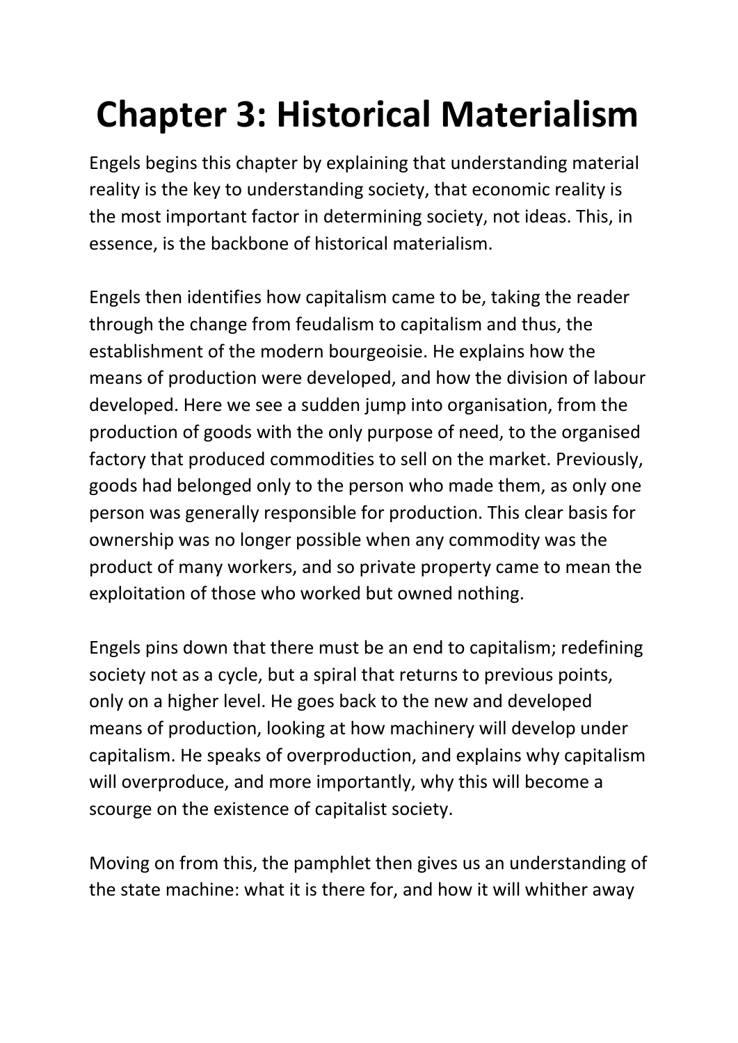# Chapter 3: Historical Materialism

Engels begins this chapter by explaining that understanding material reality is the key to understanding society, that economic reality is the most important factor in determining society, not ideas. This, in essence, is the backbone of historical materialism.

Engels then identifies how capitalism came to be, taking the reader through the change from feudalism to capitalism and thus, the establishment of the modern bourgeoisie. He explains how the means of production were developed, and how the division of labour developed. Here we see a sudden jump into organisation, from the production of goods with the only purpose of need, to the organised factory that produced commodities to sell on the market. Previously, goods had belonged only to the person who made them, as only one person was generally responsible for production. This clear basis for ownership was no longer possible when any commodity was the product of many workers, and so private property came to mean the exploitation of those who worked but owned nothing.

Engels pins down that there must be an end to capitalism; redefining society not as a cycle, but a spiral that returns to previous points, only on a higher level. He goes back to the new and developed means of production, looking at how machinery will develop under capitalism. He speaks of overproduction, and explains why capitalism will overproduce, and more importantly, why this will become a scourge on the existence of capitalist society.

Moving on from this, the pamphlet then gives us an understanding of the state machine: what it is there for, and how it will whither away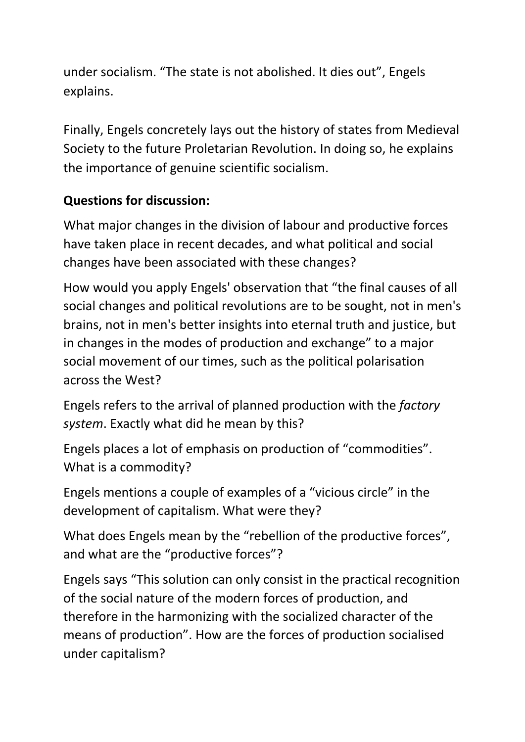under socialism. "The state is not abolished. It dies out", Engels explains.

Finally, Engels concretely lays out the history of states from Medieval Society to the future Proletarian Revolution. In doing so, he explains the importance of genuine scientific socialism.

**Questions for discussion:**

What major changes in the division of labour and productive forces have taken place in recent decades, and what political and social changes have been associated with these changes?

How would you apply Engels' observation that "the final causes of all social changes and political revolutions are to be sought, not in men's brains, not in men's better insights into eternal truth and justice, but in changes in the modes of production and exchange" to a major social movement of our times, such as the political polarisation across the West?

Engels refers to the arrival of planned production with the *factory system*. Exactly what did he mean by this?

Engels places a lot of emphasis on production of "commodities". What is a commodity?

Engels mentions a couple of examples of a "vicious circle" in the development of capitalism. What were they?

What does Engels mean by the "rebellion of the productive forces", and what are the "productive forces"?

Engels says "This solution can only consist in the practical recognition of the social nature of the modern forces of production, and therefore in the harmonizing with the socialized character of the means of production". How are the forces of production socialised under capitalism?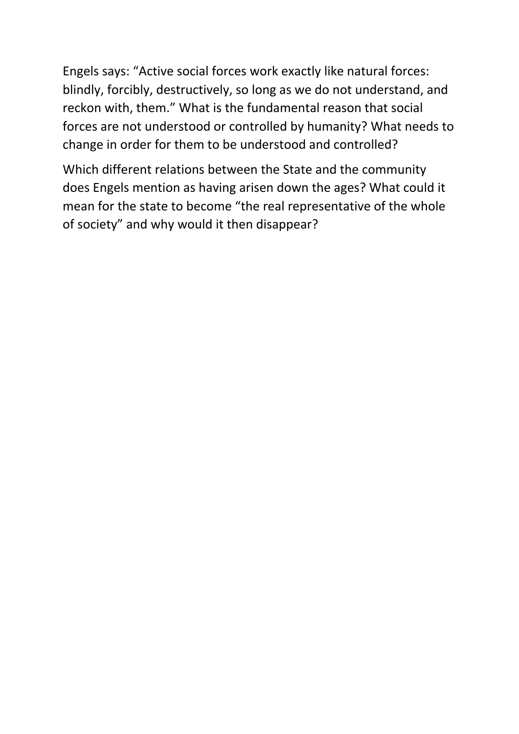Engels says: “Active social forces work exactly like natural forces: blindly, forcibly, destructively, so long as we do not understand, and reckon with, them.” What is the fundamental reason that social forces are not understood or controlled by humanity? What needs to change in order for them to be understood and controlled?

Which different relations between the State and the community does Engels mention as having arisen down the ages? What could it mean for the state to become “the real representative of the whole of society” and why would it then disappear?